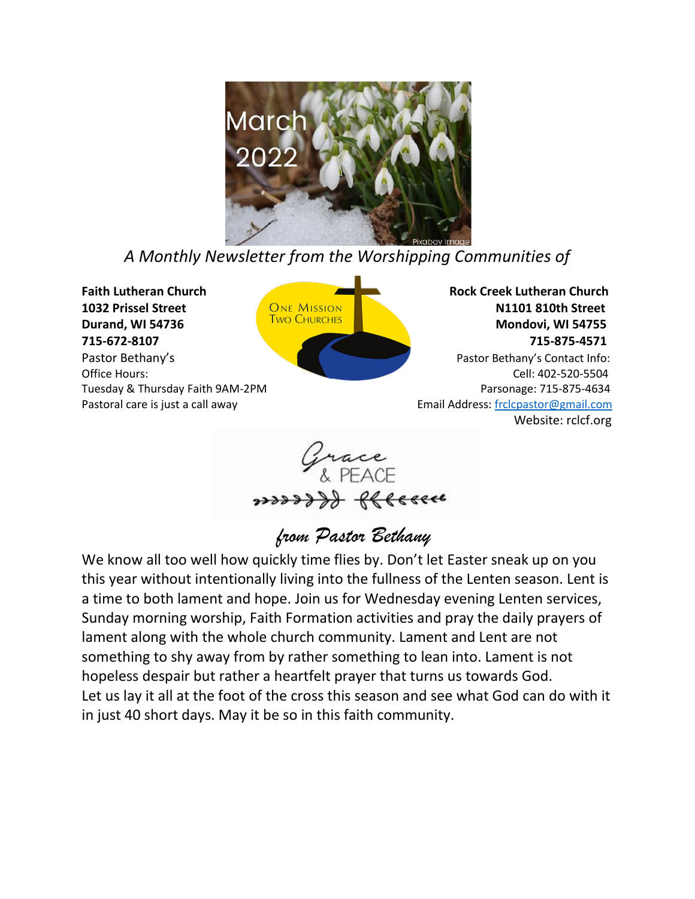# March 2022

*A Monthly Newsletter from the Worshipping Communities of*

**Faith Lutheran Church**
**1032 Prissel Street**
**Durand, WI 54736**
**715-672-8107**

Pastor Bethany's
Office Hours:
Tuesday & Thursday Faith 9AM-2PM
Pastoral care is just a call away

ONE MISSION
TWO CHURCHES

**Rock Creek Lutheran Church**
**N1101 810th Street**
**Mondovi, WI 54755**
**715-875-4571**

Pastor Bethany's Contact Info:
Cell: 402-520-5504
Parsonage: 715-875-4634
Email Address: frclcpastor@gmail.com
Website: rclcf.org

## Grace & PEACE

## *from Pastor Bethany*

We know all too well how quickly time flies by. Don't let Easter sneak up on you this year without intentionally living into the fullness of the Lenten season. Lent is a time to both lament and hope. Join us for Wednesday evening Lenten services, Sunday morning worship, Faith Formation activities and pray the daily prayers of lament along with the whole church community. Lament and Lent are not something to shy away from by rather something to lean into. Lament is not hopeless despair but rather a heartfelt prayer that turns us towards God.
Let us lay it all at the foot of the cross this season and see what God can do with it in just 40 short days. May it be so in this faith community.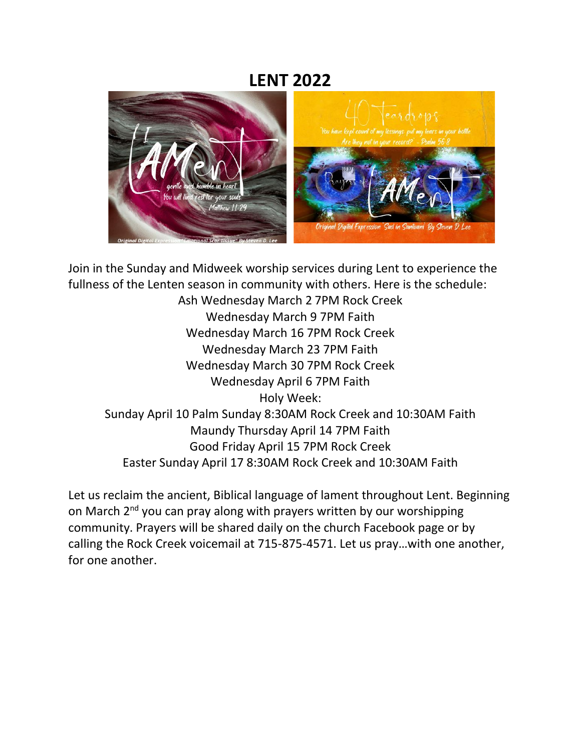# LENT 2022

Join in the Sunday and Midweek worship services during Lent to experience the fullness of the Lenten season in community with others. Here is the schedule:

Ash Wednesday March 2 7PM Rock Creek
Wednesday March 9 7PM Faith
Wednesday March 16 7PM Rock Creek
Wednesday March 23 7PM Faith
Wednesday March 30 7PM Rock Creek
Wednesday April 6 7PM Faith
Holy Week:
Sunday April 10 Palm Sunday 8:30AM Rock Creek and 10:30AM Faith
Maundy Thursday April 14 7PM Faith
Good Friday April 15 7PM Rock Creek
Easter Sunday April 17 8:30AM Rock Creek and 10:30AM Faith

Let us reclaim the ancient, Biblical language of lament throughout Lent. Beginning on March 2nd you can pray along with prayers written by our worshipping community. Prayers will be shared daily on the church Facebook page or by calling the Rock Creek voicemail at 715-875-4571. Let us pray…with one another, for one another.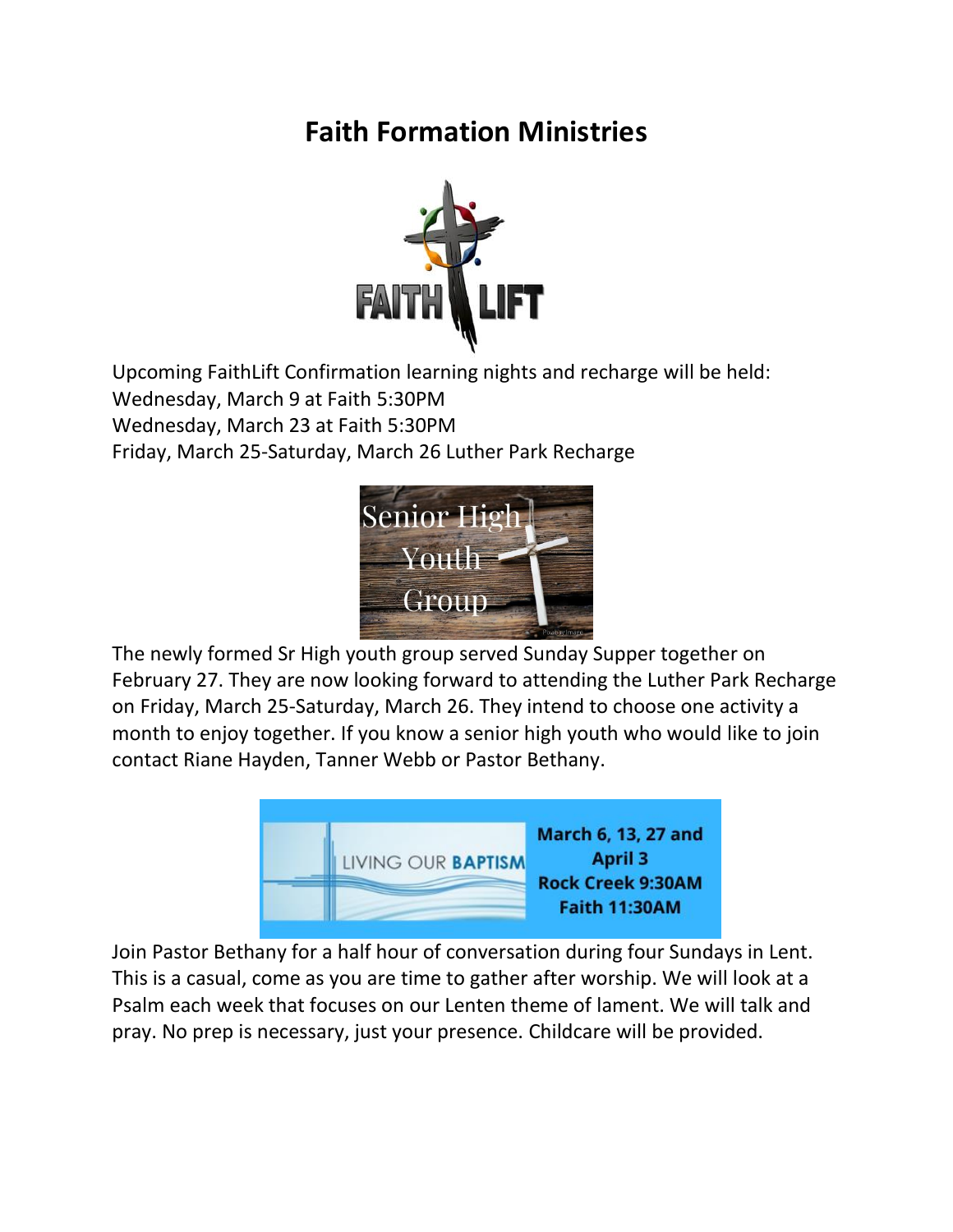# Faith Formation Ministries

FAITH LIFT

Upcoming FaithLift Confirmation learning nights and recharge will be held:
Wednesday, March 9 at Faith 5:30PM
Wednesday, March 23 at Faith 5:30PM
Friday, March 25-Saturday, March 26 Luther Park Recharge

Senior High Youth Group

The newly formed Sr High youth group served Sunday Supper together on February 27. They are now looking forward to attending the Luther Park Recharge on Friday, March 25-Saturday, March 26. They intend to choose one activity a month to enjoy together. If you know a senior high youth who would like to join contact Riane Hayden, Tanner Webb or Pastor Bethany.

LIVING OUR BAPTISM

**March 6, 13, 27 and April 3**
**Rock Creek 9:30AM**
**Faith 11:30AM**

Join Pastor Bethany for a half hour of conversation during four Sundays in Lent. This is a casual, come as you are time to gather after worship. We will look at a Psalm each week that focuses on our Lenten theme of lament. We will talk and pray. No prep is necessary, just your presence. Childcare will be provided.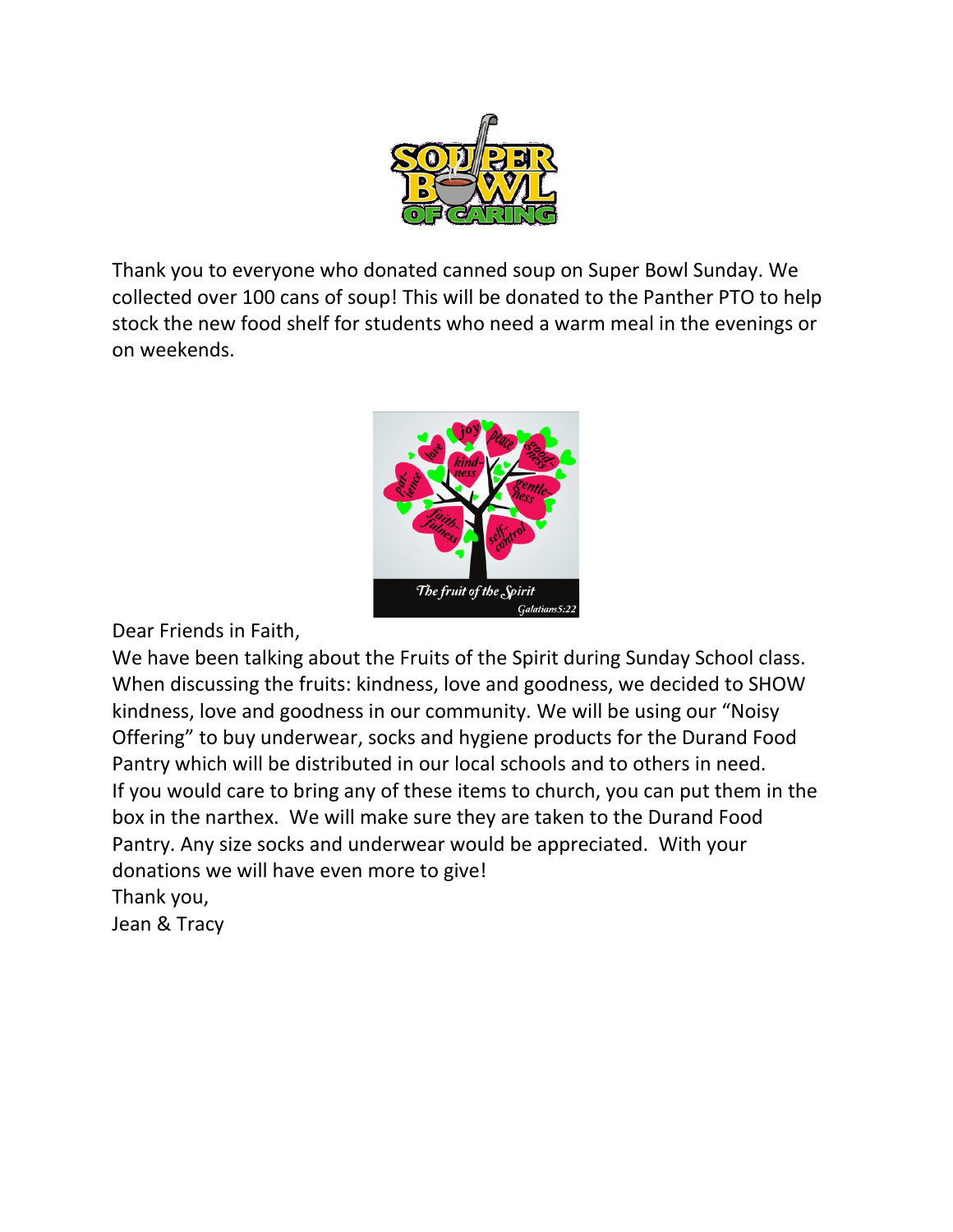Thank you to everyone who donated canned soup on Super Bowl Sunday. We collected over 100 cans of soup! This will be donated to the Panther PTO to help stock the new food shelf for students who need a warm meal in the evenings or on weekends.

Dear Friends in Faith,

We have been talking about the Fruits of the Spirit during Sunday School class. When discussing the fruits: kindness, love and goodness, we decided to SHOW kindness, love and goodness in our community. We will be using our "Noisy Offering" to buy underwear, socks and hygiene products for the Durand Food Pantry which will be distributed in our local schools and to others in need.

If you would care to bring any of these items to church, you can put them in the box in the narthex. We will make sure they are taken to the Durand Food Pantry. Any size socks and underwear would be appreciated. With your donations we will have even more to give!

Thank you,

Jean & Tracy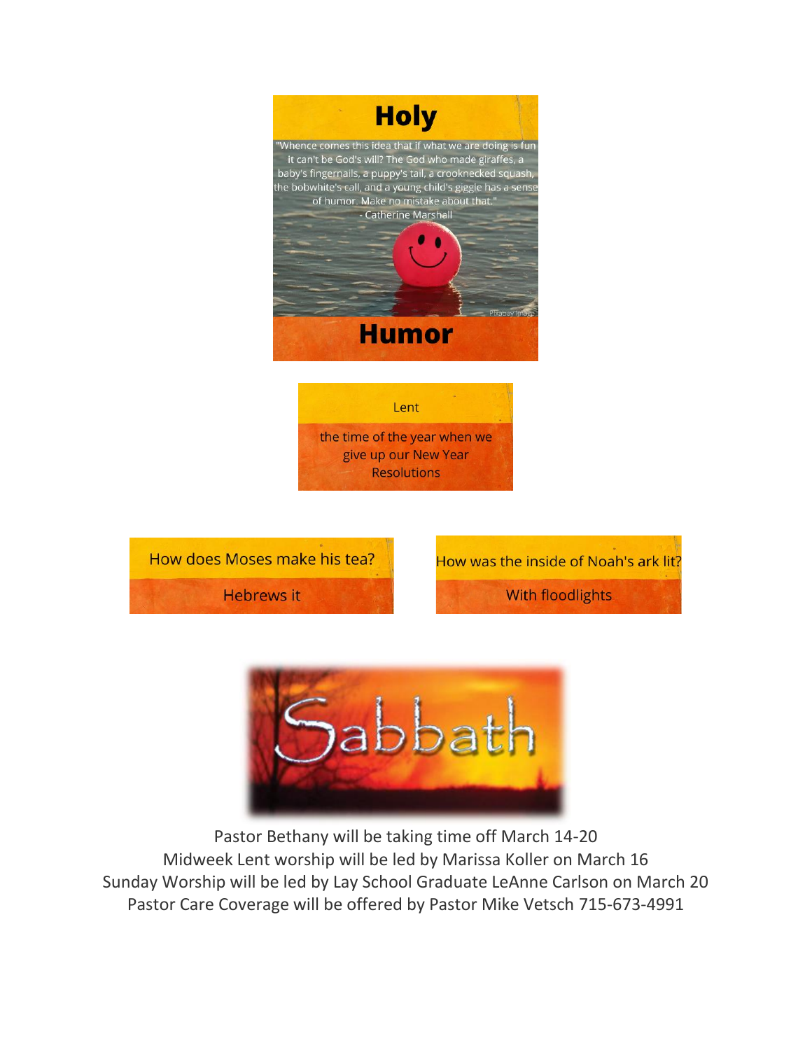# Holy

"Whence comes this idea that if what we are doing is fun it can't be God's will? The God who made giraffes, a baby's fingernails, a puppy's tail, a crooknecked squash, the bobwhite's call, and a young child's giggle has a sense of humor. Make no mistake about that."
- Catherine Marshall

Pixabay Image

# Humor

Lent

the time of the year when we give up our New Year Resolutions

How does Moses make his tea?

Hebrews it

How was the inside of Noah's ark lit?

With floodlights

# Sabbath

Pastor Bethany will be taking time off March 14-20
Midweek Lent worship will be led by Marissa Koller on March 16
Sunday Worship will be led by Lay School Graduate LeAnne Carlson on March 20
Pastor Care Coverage will be offered by Pastor Mike Vetsch 715-673-4991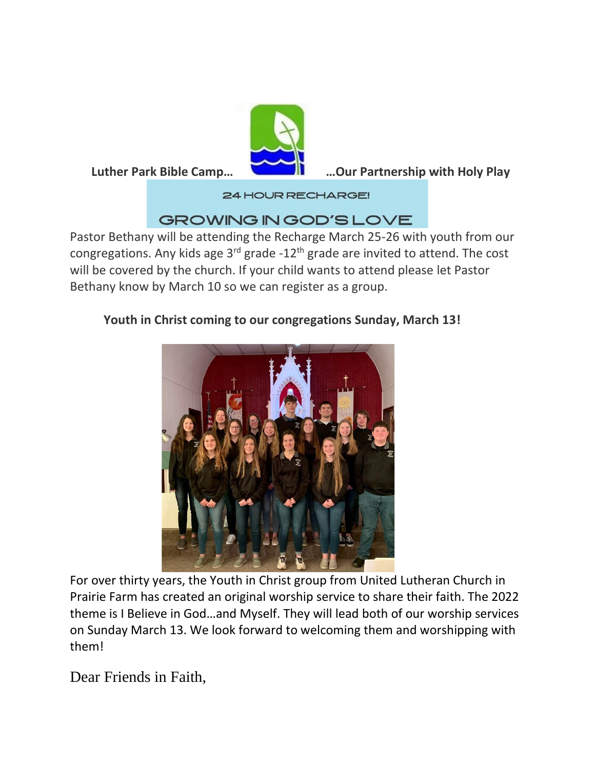**Luther Park Bible Camp… …Our Partnership with Holy Play**

24 HOUR RECHARGE!

GROWING IN GOD'S LOVE

Pastor Bethany will be attending the Recharge March 25-26 with youth from our congregations. Any kids age 3rd grade -12th grade are invited to attend. The cost will be covered by the church. If your child wants to attend please let Pastor Bethany know by March 10 so we can register as a group.

**Youth in Christ coming to our congregations Sunday, March 13!**

For over thirty years, the Youth in Christ group from United Lutheran Church in Prairie Farm has created an original worship service to share their faith. The 2022 theme is I Believe in God…and Myself. They will lead both of our worship services on Sunday March 13. We look forward to welcoming them and worshipping with them!

Dear Friends in Faith,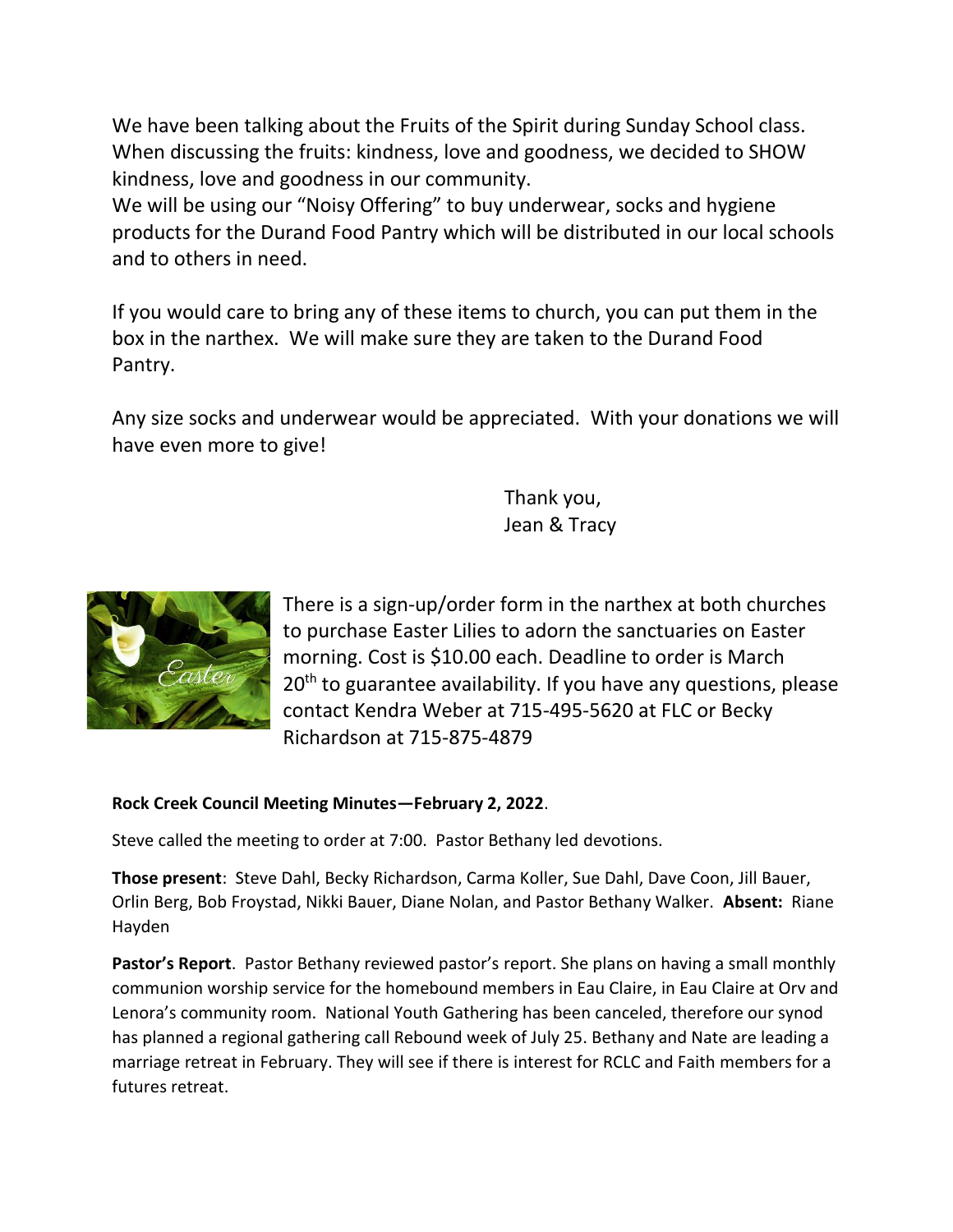We have been talking about the Fruits of the Spirit during Sunday School class. When discussing the fruits: kindness, love and goodness, we decided to SHOW kindness, love and goodness in our community.
We will be using our "Noisy Offering" to buy underwear, socks and hygiene products for the Durand Food Pantry which will be distributed in our local schools and to others in need.

If you would care to bring any of these items to church, you can put them in the box in the narthex. We will make sure they are taken to the Durand Food Pantry.

Any size socks and underwear would be appreciated. With your donations we will have even more to give!

Thank you,
Jean & Tracy

There is a sign-up/order form in the narthex at both churches to purchase Easter Lilies to adorn the sanctuaries on Easter morning. Cost is $10.00 each. Deadline to order is March 20th to guarantee availability. If you have any questions, please contact Kendra Weber at 715-495-5620 at FLC or Becky Richardson at 715-875-4879

**Rock Creek Council Meeting Minutes—February 2, 2022**.

Steve called the meeting to order at 7:00. Pastor Bethany led devotions.

**Those present**: Steve Dahl, Becky Richardson, Carma Koller, Sue Dahl, Dave Coon, Jill Bauer, Orlin Berg, Bob Froystad, Nikki Bauer, Diane Nolan, and Pastor Bethany Walker. **Absent:** Riane Hayden

**Pastor's Report**. Pastor Bethany reviewed pastor's report. She plans on having a small monthly communion worship service for the homebound members in Eau Claire, in Eau Claire at Orv and Lenora's community room. National Youth Gathering has been canceled, therefore our synod has planned a regional gathering call Rebound week of July 25. Bethany and Nate are leading a marriage retreat in February. They will see if there is interest for RCLC and Faith members for a futures retreat.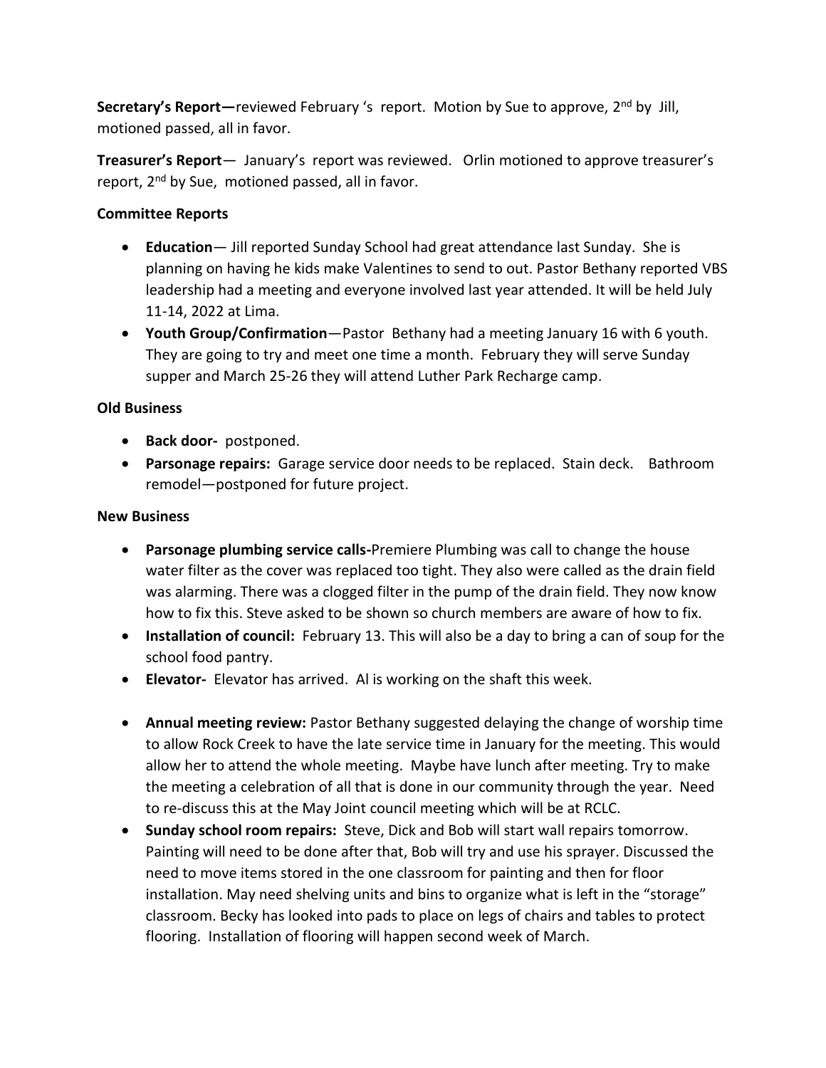**Secretary's Report—**reviewed February 's report. Motion by Sue to approve, 2nd by Jill, motioned passed, all in favor.

**Treasurer's Report**— January's report was reviewed. Orlin motioned to approve treasurer's report, 2nd by Sue, motioned passed, all in favor.

**Committee Reports**

- **Education**— Jill reported Sunday School had great attendance last Sunday. She is planning on having he kids make Valentines to send to out. Pastor Bethany reported VBS leadership had a meeting and everyone involved last year attended. It will be held July 11-14, 2022 at Lima.
- **Youth Group/Confirmation**—Pastor Bethany had a meeting January 16 with 6 youth. They are going to try and meet one time a month. February they will serve Sunday supper and March 25-26 they will attend Luther Park Recharge camp.

**Old Business**

- **Back door-** postponed.
- **Parsonage repairs:** Garage service door needs to be replaced. Stain deck. Bathroom remodel—postponed for future project.

**New Business**

- **Parsonage plumbing service calls-**Premiere Plumbing was call to change the house water filter as the cover was replaced too tight. They also were called as the drain field was alarming. There was a clogged filter in the pump of the drain field. They now know how to fix this. Steve asked to be shown so church members are aware of how to fix.
- **Installation of council:** February 13. This will also be a day to bring a can of soup for the school food pantry.
- **Elevator-** Elevator has arrived. Al is working on the shaft this week.
- **Annual meeting review:** Pastor Bethany suggested delaying the change of worship time to allow Rock Creek to have the late service time in January for the meeting. This would allow her to attend the whole meeting. Maybe have lunch after meeting. Try to make the meeting a celebration of all that is done in our community through the year. Need to re-discuss this at the May Joint council meeting which will be at RCLC.
- **Sunday school room repairs:** Steve, Dick and Bob will start wall repairs tomorrow. Painting will need to be done after that, Bob will try and use his sprayer. Discussed the need to move items stored in the one classroom for painting and then for floor installation. May need shelving units and bins to organize what is left in the "storage" classroom. Becky has looked into pads to place on legs of chairs and tables to protect flooring. Installation of flooring will happen second week of March.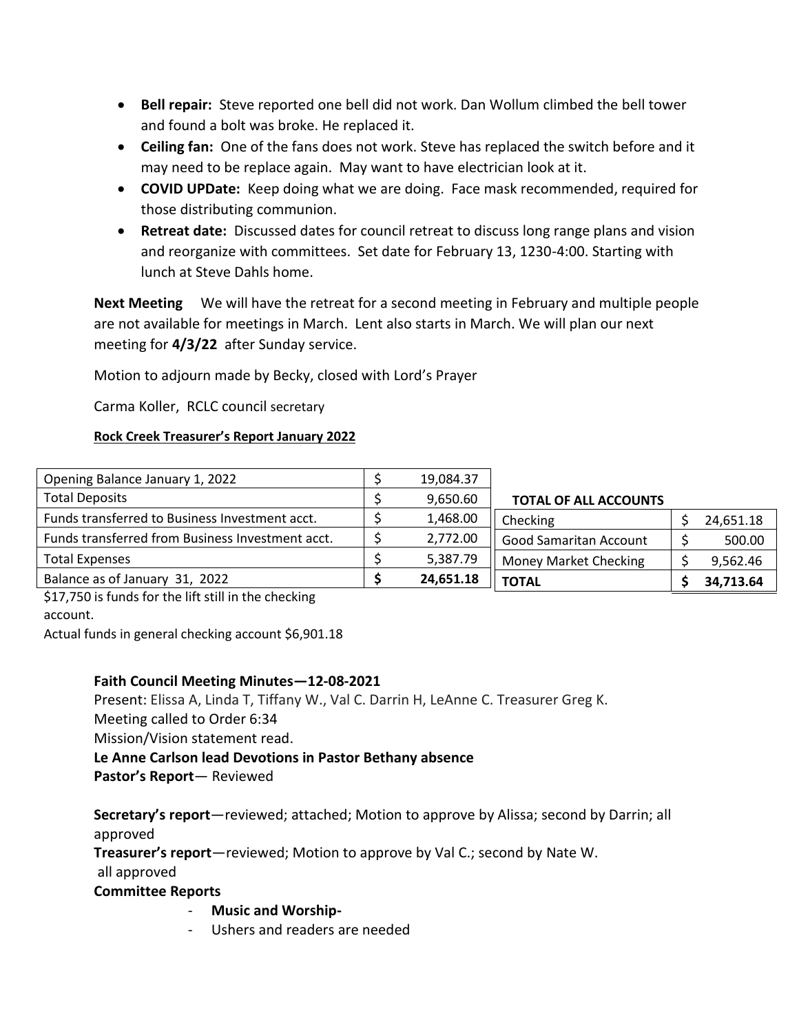- **Bell repair:** Steve reported one bell did not work. Dan Wollum climbed the bell tower and found a bolt was broke. He replaced it.
- **Ceiling fan:** One of the fans does not work. Steve has replaced the switch before and it may need to be replace again. May want to have electrician look at it.
- **COVID UPDate:** Keep doing what we are doing. Face mask recommended, required for those distributing communion.
- **Retreat date:** Discussed dates for council retreat to discuss long range plans and vision and reorganize with committees. Set date for February 13, 1230-4:00. Starting with lunch at Steve Dahls home.

**Next Meeting** We will have the retreat for a second meeting in February and multiple people are not available for meetings in March. Lent also starts in March. We will plan our next meeting for **4/3/22** after Sunday service.

Motion to adjourn made by Becky, closed with Lord's Prayer

Carma Koller, RCLC council secretary

**Rock Creek Treasurer's Report January 2022**

| | | |
|---|---|---|
| Opening Balance January 1, 2022 | $ | 19,084.37 |
| Total Deposits | $ | 9,650.60 |
| Funds transferred to Business Investment acct. | $ | 1,468.00 |
| Funds transferred from Business Investment acct. | $ | 2,772.00 |
| Total Expenses | $ | 5,387.79 |
| Balance as of January 31, 2022 | **$** | **24,651.18** |

$17,750 is funds for the lift still in the checking account.

Actual funds in general checking account $6,901.18

| **TOTAL OF ALL ACCOUNTS** | | |
|---|---|---|
| Checking | $ | 24,651.18 |
| Good Samaritan Account | $ | 500.00 |
| Money Market Checking | $ | 9,562.46 |
| **TOTAL** | **$** | **34,713.64** |

**Faith Council Meeting Minutes—12-08-2021**

Present: Elissa A, Linda T, Tiffany W., Val C. Darrin H, LeAnne C. Treasurer Greg K.

Meeting called to Order 6:34

Mission/Vision statement read.

**Le Anne Carlson lead Devotions in Pastor Bethany absence**

**Pastor's Report**— Reviewed

**Secretary's report**—reviewed; attached; Motion to approve by Alissa; second by Darrin; all approved

**Treasurer's report**—reviewed; Motion to approve by Val C.; second by Nate W. all approved

**Committee Reports**

- **Music and Worship-**
- Ushers and readers are needed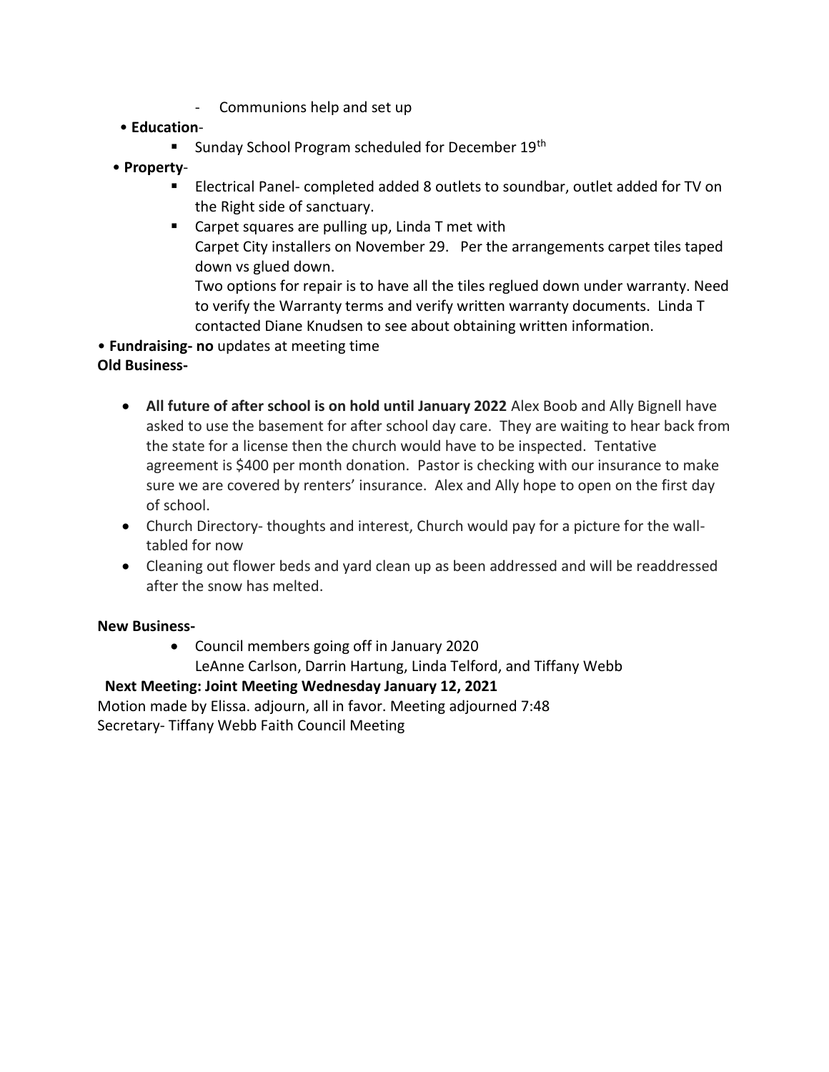- Communions help and set up

- **Education**-
  - Sunday School Program scheduled for December 19th
- **Property**-
  - Electrical Panel- completed added 8 outlets to soundbar, outlet added for TV on the Right side of sanctuary.
  - Carpet squares are pulling up, Linda T met with
    Carpet City installers on November 29. Per the arrangements carpet tiles taped down vs glued down.
    Two options for repair is to have all the tiles reglued down under warranty. Need to verify the Warranty terms and verify written warranty documents. Linda T contacted Diane Knudsen to see about obtaining written information.

- **Fundraising- no** updates at meeting time

**Old Business-**

- **All future of after school is on hold until January 2022** Alex Boob and Ally Bignell have asked to use the basement for after school day care. They are waiting to hear back from the state for a license then the church would have to be inspected. Tentative agreement is $400 per month donation. Pastor is checking with our insurance to make sure we are covered by renters' insurance. Alex and Ally hope to open on the first day of school.
- Church Directory- thoughts and interest, Church would pay for a picture for the wall- tabled for now
- Cleaning out flower beds and yard clean up as been addressed and will be readdressed after the snow has melted.

**New Business-**

- Council members going off in January 2020
  LeAnne Carlson, Darrin Hartung, Linda Telford, and Tiffany Webb

**Next Meeting: Joint Meeting Wednesday January 12, 2021**

Motion made by Elissa. adjourn, all in favor. Meeting adjourned 7:48

Secretary- Tiffany Webb Faith Council Meeting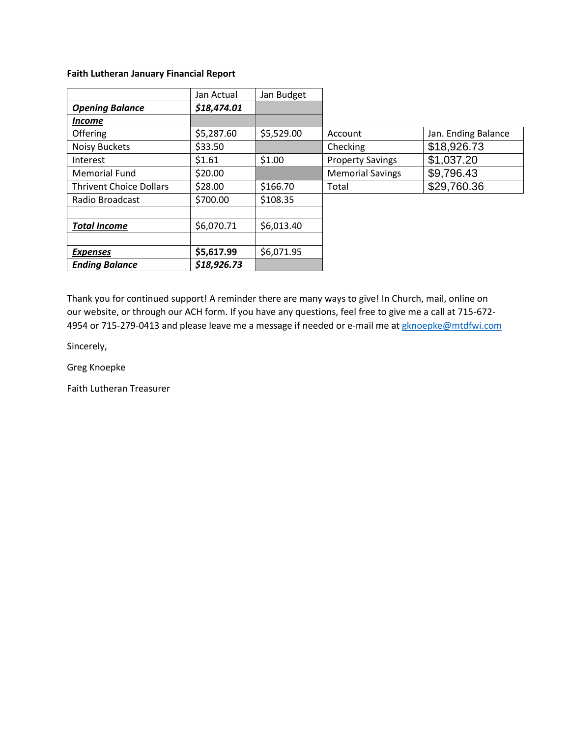**Faith Lutheran January Financial Report**

| | Jan Actual | Jan Budget |
|---|---|---|
| ***Opening Balance*** | ***$18,474.01*** | |
| ***Income*** | | |
| Offering | $5,287.60 | $5,529.00 |
| Noisy Buckets | $33.50 | |
| Interest | $1.61 | $1.00 |
| Memorial Fund | $20.00 | |
| Thrivent Choice Dollars | $28.00 | $166.70 |
| Radio Broadcast | $700.00 | $108.35 |
| | | |
| ***Total Income*** | $6,070.71 | $6,013.40 |
| | | |
| ***Expenses*** | **$5,617.99** | $6,071.95 |
| ***Ending Balance*** | ***$18,926.73*** | |

| Account | Jan. Ending Balance |
|---|---|
| Checking | $18,926.73 |
| Property Savings | $1,037.20 |
| Memorial Savings | $9,796.43 |
| Total | $29,760.36 |

Thank you for continued support! A reminder there are many ways to give! In Church, mail, online on our website, or through our ACH form. If you have any questions, feel free to give me a call at 715-672-4954 or 715-279-0413 and please leave me a message if needed or e-mail me at gknoepke@mtdfwi.com

Sincerely,

Greg Knoepke

Faith Lutheran Treasurer